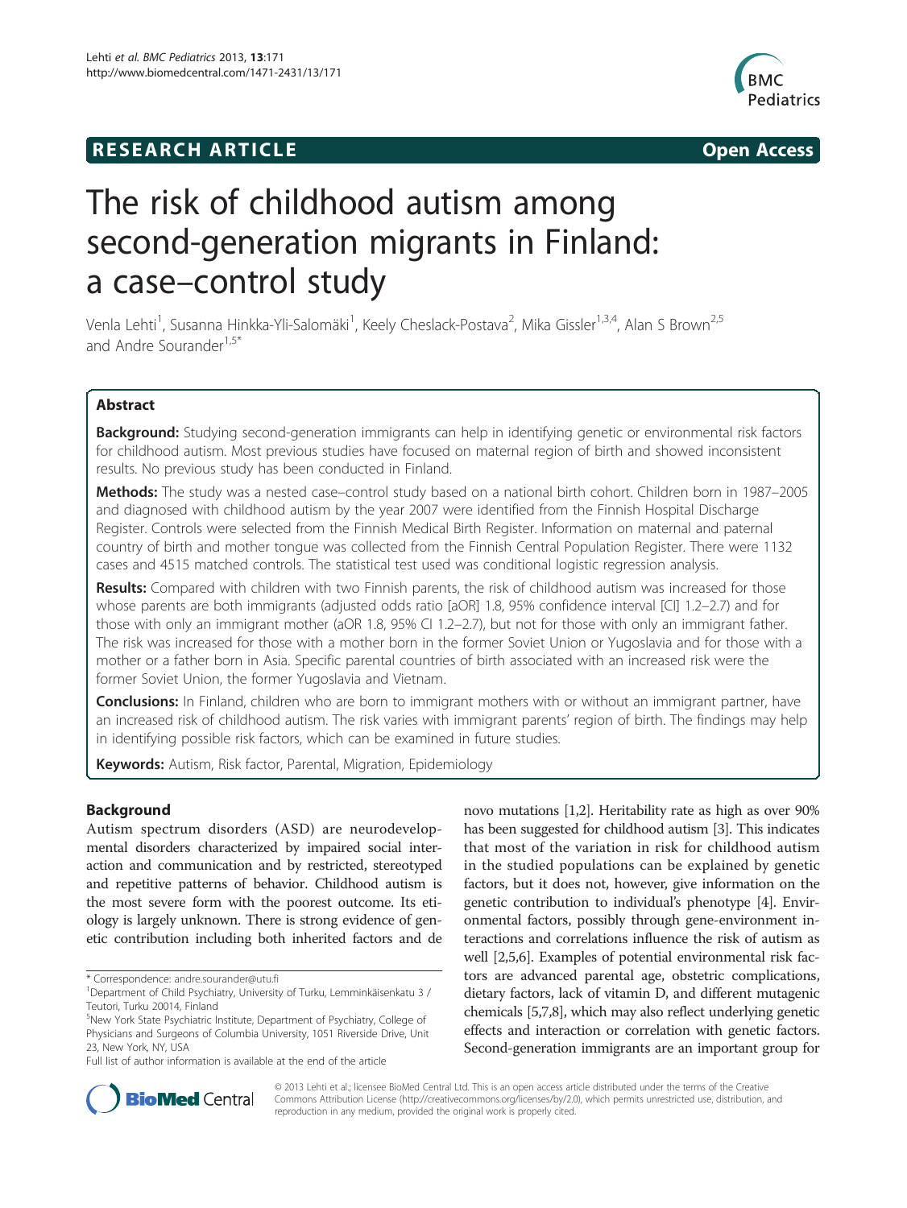**RESEARCH ARTICLE** **Open Access**

# The risk of childhood autism among second-generation migrants in Finland: a case–control study

Venla Lehti[1], Susanna Hinkka-Yli-Salomäki[1], Keely Cheslack-Postava[2], Mika Gissler[1,3,4], Alan S Brown[2,5] and Andre Sourander[1,5*]

## Abstract

**Background:** Studying second-generation immigrants can help in identifying genetic or environmental risk factors for childhood autism. Most previous studies have focused on maternal region of birth and showed inconsistent results. No previous study has been conducted in Finland.

**Methods:** The study was a nested case–control study based on a national birth cohort. Children born in 1987–2005 and diagnosed with childhood autism by the year 2007 were identified from the Finnish Hospital Discharge Register. Controls were selected from the Finnish Medical Birth Register. Information on maternal and paternal country of birth and mother tongue was collected from the Finnish Central Population Register. There were 1132 cases and 4515 matched controls. The statistical test used was conditional logistic regression analysis.

**Results:** Compared with children with two Finnish parents, the risk of childhood autism was increased for those whose parents are both immigrants (adjusted odds ratio [aOR] 1.8, 95% confidence interval [CI] 1.2–2.7) and for those with only an immigrant mother (aOR 1.8, 95% CI 1.2–2.7), but not for those with only an immigrant father. The risk was increased for those with a mother born in the former Soviet Union or Yugoslavia and for those with a mother or a father born in Asia. Specific parental countries of birth associated with an increased risk were the former Soviet Union, the former Yugoslavia and Vietnam.

**Conclusions:** In Finland, children who are born to immigrant mothers with or without an immigrant partner, have an increased risk of childhood autism. The risk varies with immigrant parents' region of birth. The findings may help in identifying possible risk factors, which can be examined in future studies.

**Keywords:** Autism, Risk factor, Parental, Migration, Epidemiology

## Background

Autism spectrum disorders (ASD) are neurodevelopmental disorders characterized by impaired social interaction and communication and by restricted, stereotyped and repetitive patterns of behavior. Childhood autism is the most severe form with the poorest outcome. Its etiology is largely unknown. There is strong evidence of genetic contribution including both inherited factors and de novo mutations [1,2]. Heritability rate as high as over 90% has been suggested for childhood autism [3]. This indicates that most of the variation in risk for childhood autism in the studied populations can be explained by genetic factors, but it does not, however, give information on the genetic contribution to individual's phenotype [4]. Environmental factors, possibly through gene-environment interactions and correlations influence the risk of autism as well [2,5,6]. Examples of potential environmental risk factors are advanced parental age, obstetric complications, dietary factors, lack of vitamin D, and different mutagenic chemicals [5,7,8], which may also reflect underlying genetic effects and interaction or correlation with genetic factors. Second-generation immigrants are an important group for

\* Correspondence: andre.sourander@utu.fi

[1]Department of Child Psychiatry, University of Turku, Lemminkäisenkatu 3 / Teutori, Turku 20014, Finland

[5]New York State Psychiatric Institute, Department of Psychiatry, College of Physicians and Surgeons of Columbia University, 1051 Riverside Drive, Unit 23, New York, NY, USA

Full list of author information is available at the end of the article

© 2013 Lehti et al.; licensee BioMed Central Ltd. This is an open access article distributed under the terms of the Creative Commons Attribution License (http://creativecommons.org/licenses/by/2.0), which permits unrestricted use, distribution, and reproduction in any medium, provided the original work is properly cited.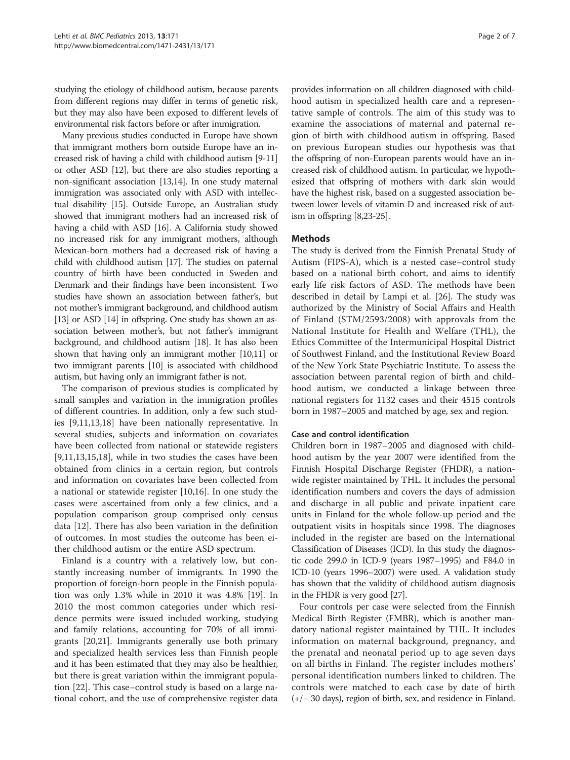studying the etiology of childhood autism, because parents from different regions may differ in terms of genetic risk, but they may also have been exposed to different levels of environmental risk factors before or after immigration.

Many previous studies conducted in Europe have shown that immigrant mothers born outside Europe have an increased risk of having a child with childhood autism [9-11] or other ASD [12], but there are also studies reporting a non-significant association [13,14]. In one study maternal immigration was associated only with ASD with intellectual disability [15]. Outside Europe, an Australian study showed that immigrant mothers had an increased risk of having a child with ASD [16]. A California study showed no increased risk for any immigrant mothers, although Mexican-born mothers had a decreased risk of having a child with childhood autism [17]. The studies on paternal country of birth have been conducted in Sweden and Denmark and their findings have been inconsistent. Two studies have shown an association between father's, but not mother's immigrant background, and childhood autism [13] or ASD [14] in offspring. One study has shown an association between mother's, but not father's immigrant background, and childhood autism [18]. It has also been shown that having only an immigrant mother [10,11] or two immigrant parents [10] is associated with childhood autism, but having only an immigrant father is not.

The comparison of previous studies is complicated by small samples and variation in the immigration profiles of different countries. In addition, only a few such studies [9,11,13,18] have been nationally representative. In several studies, subjects and information on covariates have been collected from national or statewide registers [9,11,13,15,18], while in two studies the cases have been obtained from clinics in a certain region, but controls and information on covariates have been collected from a national or statewide register [10,16]. In one study the cases were ascertained from only a few clinics, and a population comparison group comprised only census data [12]. There has also been variation in the definition of outcomes. In most studies the outcome has been either childhood autism or the entire ASD spectrum.

Finland is a country with a relatively low, but constantly increasing number of immigrants. In 1990 the proportion of foreign-born people in the Finnish population was only 1.3% while in 2010 it was 4.8% [19]. In 2010 the most common categories under which residence permits were issued included working, studying and family relations, accounting for 70% of all immigrants [20,21]. Immigrants generally use both primary and specialized health services less than Finnish people and it has been estimated that they may also be healthier, but there is great variation within the immigrant population [22]. This case–control study is based on a large national cohort, and the use of comprehensive register data provides information on all children diagnosed with childhood autism in specialized health care and a representative sample of controls. The aim of this study was to examine the associations of maternal and paternal region of birth with childhood autism in offspring. Based on previous European studies our hypothesis was that the offspring of non-European parents would have an increased risk of childhood autism. In particular, we hypothesized that offspring of mothers with dark skin would have the highest risk, based on a suggested association between lower levels of vitamin D and increased risk of autism in offspring [8,23-25].

## Methods

The study is derived from the Finnish Prenatal Study of Autism (FIPS-A), which is a nested case–control study based on a national birth cohort, and aims to identify early life risk factors of ASD. The methods have been described in detail by Lampi et al. [26]. The study was authorized by the Ministry of Social Affairs and Health of Finland (STM/2593/2008) with approvals from the National Institute for Health and Welfare (THL), the Ethics Committee of the Intermunicipal Hospital District of Southwest Finland, and the Institutional Review Board of the New York State Psychiatric Institute. To assess the association between parental region of birth and childhood autism, we conducted a linkage between three national registers for 1132 cases and their 4515 controls born in 1987–2005 and matched by age, sex and region.

### Case and control identification

Children born in 1987–2005 and diagnosed with childhood autism by the year 2007 were identified from the Finnish Hospital Discharge Register (FHDR), a nationwide register maintained by THL. It includes the personal identification numbers and covers the days of admission and discharge in all public and private inpatient care units in Finland for the whole follow-up period and the outpatient visits in hospitals since 1998. The diagnoses included in the register are based on the International Classification of Diseases (ICD). In this study the diagnostic code 299.0 in ICD-9 (years 1987–1995) and F84.0 in ICD-10 (years 1996–2007) were used. A validation study has shown that the validity of childhood autism diagnosis in the FHDR is very good [27].

Four controls per case were selected from the Finnish Medical Birth Register (FMBR), which is another mandatory national register maintained by THL. It includes information on maternal background, pregnancy, and the prenatal and neonatal period up to age seven days on all births in Finland. The register includes mothers' personal identification numbers linked to children. The controls were matched to each case by date of birth (+/− 30 days), region of birth, sex, and residence in Finland.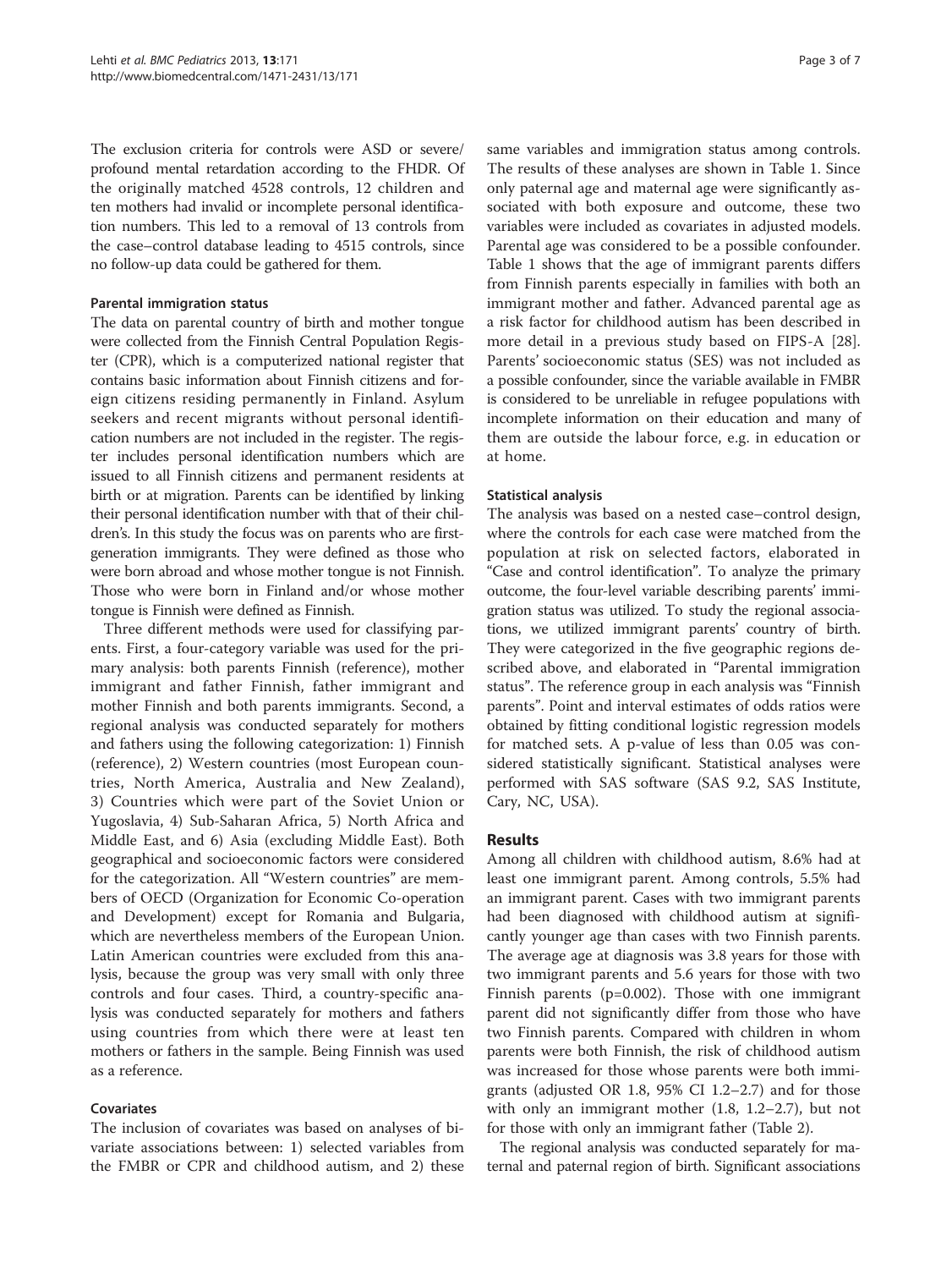The exclusion criteria for controls were ASD or severe/profound mental retardation according to the FHDR. Of the originally matched 4528 controls, 12 children and ten mothers had invalid or incomplete personal identification numbers. This led to a removal of 13 controls from the case–control database leading to 4515 controls, since no follow-up data could be gathered for them.

### Parental immigration status

The data on parental country of birth and mother tongue were collected from the Finnish Central Population Register (CPR), which is a computerized national register that contains basic information about Finnish citizens and foreign citizens residing permanently in Finland. Asylum seekers and recent migrants without personal identification numbers are not included in the register. The register includes personal identification numbers which are issued to all Finnish citizens and permanent residents at birth or at migration. Parents can be identified by linking their personal identification number with that of their children's. In this study the focus was on parents who are first-generation immigrants. They were defined as those who were born abroad and whose mother tongue is not Finnish. Those who were born in Finland and/or whose mother tongue is Finnish were defined as Finnish.

Three different methods were used for classifying parents. First, a four-category variable was used for the primary analysis: both parents Finnish (reference), mother immigrant and father Finnish, father immigrant and mother Finnish and both parents immigrants. Second, a regional analysis was conducted separately for mothers and fathers using the following categorization: 1) Finnish (reference), 2) Western countries (most European countries, North America, Australia and New Zealand), 3) Countries which were part of the Soviet Union or Yugoslavia, 4) Sub-Saharan Africa, 5) North Africa and Middle East, and 6) Asia (excluding Middle East). Both geographical and socioeconomic factors were considered for the categorization. All "Western countries" are members of OECD (Organization for Economic Co-operation and Development) except for Romania and Bulgaria, which are nevertheless members of the European Union. Latin American countries were excluded from this analysis, because the group was very small with only three controls and four cases. Third, a country-specific analysis was conducted separately for mothers and fathers using countries from which there were at least ten mothers or fathers in the sample. Being Finnish was used as a reference.

### Covariates

The inclusion of covariates was based on analyses of bivariate associations between: 1) selected variables from the FMBR or CPR and childhood autism, and 2) these same variables and immigration status among controls. The results of these analyses are shown in Table 1. Since only paternal age and maternal age were significantly associated with both exposure and outcome, these two variables were included as covariates in adjusted models. Parental age was considered to be a possible confounder. Table 1 shows that the age of immigrant parents differs from Finnish parents especially in families with both an immigrant mother and father. Advanced parental age as a risk factor for childhood autism has been described in more detail in a previous study based on FIPS-A [28]. Parents' socioeconomic status (SES) was not included as a possible confounder, since the variable available in FMBR is considered to be unreliable in refugee populations with incomplete information on their education and many of them are outside the labour force, e.g. in education or at home.

### Statistical analysis

The analysis was based on a nested case–control design, where the controls for each case were matched from the population at risk on selected factors, elaborated in "Case and control identification". To analyze the primary outcome, the four-level variable describing parents' immigration status was utilized. To study the regional associations, we utilized immigrant parents' country of birth. They were categorized in the five geographic regions described above, and elaborated in "Parental immigration status". The reference group in each analysis was "Finnish parents". Point and interval estimates of odds ratios were obtained by fitting conditional logistic regression models for matched sets. A p-value of less than 0.05 was considered statistically significant. Statistical analyses were performed with SAS software (SAS 9.2, SAS Institute, Cary, NC, USA).

## Results

Among all children with childhood autism, 8.6% had at least one immigrant parent. Among controls, 5.5% had an immigrant parent. Cases with two immigrant parents had been diagnosed with childhood autism at significantly younger age than cases with two Finnish parents. The average age at diagnosis was 3.8 years for those with two immigrant parents and 5.6 years for those with two Finnish parents ($p=0.002$). Those with one immigrant parent did not significantly differ from those who have two Finnish parents. Compared with children in whom parents were both Finnish, the risk of childhood autism was increased for those whose parents were both immigrants (adjusted OR 1.8, 95% CI 1.2–2.7) and for those with only an immigrant mother (1.8, 1.2–2.7), but not for those with only an immigrant father (Table 2).

The regional analysis was conducted separately for maternal and paternal region of birth. Significant associations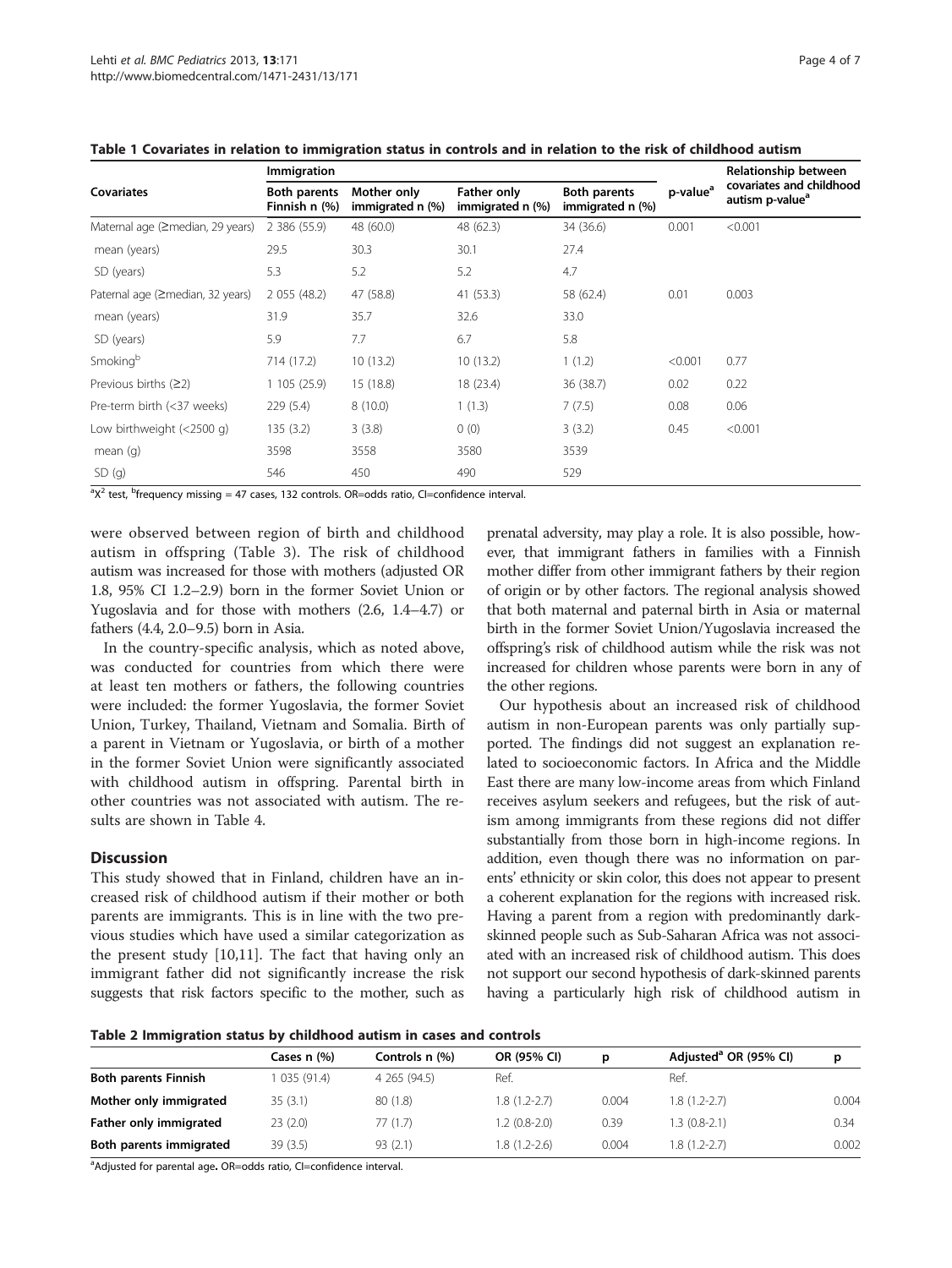**Table 1 Covariates in relation to immigration status in controls and in relation to the risk of childhood autism**

| Covariates | Immigration | | | | p-value[a] | Relationship between covariates and childhood autism p-value[a] |
|---|---|---|---|---|---|---|
| | Both parents Finnish n (%) | Mother only immigrated n (%) | Father only immigrated n (%) | Both parents immigrated n (%) | | |
| Maternal age (≥median, 29 years) | 2 386 (55.9) | 48 (60.0) | 48 (62.3) | 34 (36.6) | 0.001 | <0.001 |
| mean (years) | 29.5 | 30.3 | 30.1 | 27.4 | | |
| SD (years) | 5.3 | 5.2 | 5.2 | 4.7 | | |
| Paternal age (≥median, 32 years) | 2 055 (48.2) | 47 (58.8) | 41 (53.3) | 58 (62.4) | 0.01 | 0.003 |
| mean (years) | 31.9 | 35.7 | 32.6 | 33.0 | | |
| SD (years) | 5.9 | 7.7 | 6.7 | 5.8 | | |
| Smoking[b] | 714 (17.2) | 10 (13.2) | 10 (13.2) | 1 (1.2) | <0.001 | 0.77 |
| Previous births (≥2) | 1 105 (25.9) | 15 (18.8) | 18 (23.4) | 36 (38.7) | 0.02 | 0.22 |
| Pre-term birth (<37 weeks) | 229 (5.4) | 8 (10.0) | 1 (1.3) | 7 (7.5) | 0.08 | 0.06 |
| Low birthweight (<2500 g) | 135 (3.2) | 3 (3.8) | 0 (0) | 3 (3.2) | 0.45 | <0.001 |
| mean (g) | 3598 | 3558 | 3580 | 3539 | | |
| SD (g) | 546 | 450 | 490 | 529 | | |

[a]$X^2$ test, [b]frequency missing = 47 cases, 132 controls. OR=odds ratio, CI=confidence interval.

were observed between region of birth and childhood autism in offspring (Table 3). The risk of childhood autism was increased for those with mothers (adjusted OR 1.8, 95% CI 1.2–2.9) born in the former Soviet Union or Yugoslavia and for those with mothers (2.6, 1.4–4.7) or fathers (4.4, 2.0–9.5) born in Asia.

In the country-specific analysis, which as noted above, was conducted for countries from which there were at least ten mothers or fathers, the following countries were included: the former Yugoslavia, the former Soviet Union, Turkey, Thailand, Vietnam and Somalia. Birth of a parent in Vietnam or Yugoslavia, or birth of a mother in the former Soviet Union were significantly associated with childhood autism in offspring. Parental birth in other countries was not associated with autism. The results are shown in Table 4.

## Discussion

This study showed that in Finland, children have an increased risk of childhood autism if their mother or both parents are immigrants. This is in line with the two previous studies which have used a similar categorization as the present study [10,11]. The fact that having only an immigrant father did not significantly increase the risk suggests that risk factors specific to the mother, such as prenatal adversity, may play a role. It is also possible, however, that immigrant fathers in families with a Finnish mother differ from other immigrant fathers by their region of origin or by other factors. The regional analysis showed that both maternal and paternal birth in Asia or maternal birth in the former Soviet Union/Yugoslavia increased the offspring's risk of childhood autism while the risk was not increased for children whose parents were born in any of the other regions.

Our hypothesis about an increased risk of childhood autism in non-European parents was only partially supported. The findings did not suggest an explanation related to socioeconomic factors. In Africa and the Middle East there are many low-income areas from which Finland receives asylum seekers and refugees, but the risk of autism among immigrants from these regions did not differ substantially from those born in high-income regions. In addition, even though there was no information on parents' ethnicity or skin color, this does not appear to present a coherent explanation for the regions with increased risk. Having a parent from a region with predominantly dark-skinned people such as Sub-Saharan Africa was not associated with an increased risk of childhood autism. This does not support our second hypothesis of dark-skinned parents having a particularly high risk of childhood autism in

**Table 2 Immigration status by childhood autism in cases and controls**

| | Cases n (%) | Controls n (%) | OR (95% CI) | p | Adjusted[a] OR (95% CI) | p |
|---|---|---|---|---|---|---|
| **Both parents Finnish** | 1 035 (91.4) | 4 265 (94.5) | Ref. | | Ref. | |
| **Mother only immigrated** | 35 (3.1) | 80 (1.8) | 1.8 (1.2-2.7) | 0.004 | 1.8 (1.2-2.7) | 0.004 |
| **Father only immigrated** | 23 (2.0) | 77 (1.7) | 1.2 (0.8-2.0) | 0.39 | 1.3 (0.8-2.1) | 0.34 |
| **Both parents immigrated** | 39 (3.5) | 93 (2.1) | 1.8 (1.2-2.6) | 0.004 | 1.8 (1.2-2.7) | 0.002 |

[a]Adjusted for parental age. OR=odds ratio, CI=confidence interval.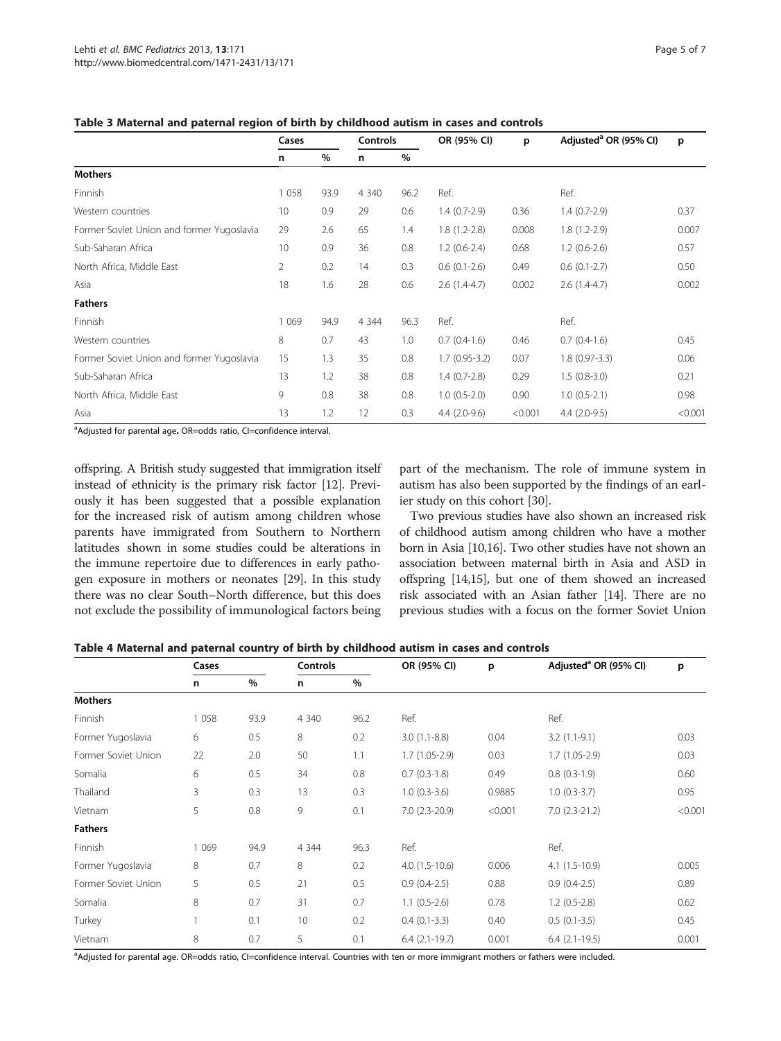**Table 3 Maternal and paternal region of birth by childhood autism in cases and controls**

| | Cases | | Controls | | OR (95% CI) | p | Adjusted[a] OR (95% CI) | p |
|---|---|---|---|---|---|---|---|---|
| | n | % | n | % | | | | |
| **Mothers** | | | | | | | | |
| Finnish | 1 058 | 93.9 | 4 340 | 96.2 | Ref. | | Ref. | |
| Western countries | 10 | 0.9 | 29 | 0.6 | 1.4 (0.7-2.9) | 0.36 | 1.4 (0.7-2.9) | 0.37 |
| Former Soviet Union and former Yugoslavia | 29 | 2.6 | 65 | 1.4 | 1.8 (1.2-2.8) | 0.008 | 1.8 (1.2-2.9) | 0.007 |
| Sub-Saharan Africa | 10 | 0.9 | 36 | 0.8 | 1.2 (0.6-2.4) | 0.68 | 1.2 (0.6-2.6) | 0.57 |
| North Africa, Middle East | 2 | 0.2 | 14 | 0.3 | 0.6 (0.1-2.6) | 0.49 | 0.6 (0.1-2.7) | 0.50 |
| Asia | 18 | 1.6 | 28 | 0.6 | 2.6 (1.4-4.7) | 0.002 | 2.6 (1.4-4.7) | 0.002 |
| **Fathers** | | | | | | | | |
| Finnish | 1 069 | 94.9 | 4 344 | 96.3 | Ref. | | Ref. | |
| Western countries | 8 | 0.7 | 43 | 1.0 | 0.7 (0.4-1.6) | 0.46 | 0.7 (0.4-1.6) | 0.45 |
| Former Soviet Union and former Yugoslavia | 15 | 1.3 | 35 | 0.8 | 1.7 (0.95-3.2) | 0.07 | 1.8 (0.97-3.3) | 0.06 |
| Sub-Saharan Africa | 13 | 1.2 | 38 | 0.8 | 1.4 (0.7-2.8) | 0.29 | 1.5 (0.8-3.0) | 0.21 |
| North Africa, Middle East | 9 | 0.8 | 38 | 0.8 | 1.0 (0.5-2.0) | 0.90 | 1.0 (0.5-2.1) | 0.98 |
| Asia | 13 | 1.2 | 12 | 0.3 | 4.4 (2.0-9.6) | <0.001 | 4.4 (2.0-9.5) | <0.001 |

[a]Adjusted for parental age. OR=odds ratio, CI=confidence interval.

offspring. A British study suggested that immigration itself instead of ethnicity is the primary risk factor [12]. Previously it has been suggested that a possible explanation for the increased risk of autism among children whose parents have immigrated from Southern to Northern latitudes shown in some studies could be alterations in the immune repertoire due to differences in early pathogen exposure in mothers or neonates [29]. In this study there was no clear South–North difference, but this does not exclude the possibility of immunological factors being part of the mechanism. The role of immune system in autism has also been supported by the findings of an earlier study on this cohort [30].

Two previous studies have also shown an increased risk of childhood autism among children who have a mother born in Asia [10,16]. Two other studies have not shown an association between maternal birth in Asia and ASD in offspring [14,15], but one of them showed an increased risk associated with an Asian father [14]. There are no previous studies with a focus on the former Soviet Union

**Table 4 Maternal and paternal country of birth by childhood autism in cases and controls**

| | Cases | | Controls | | OR (95% CI) | p | Adjusted[a] OR (95% CI) | p |
|---|---|---|---|---|---|---|---|---|
| | n | % | n | % | | | | |
| **Mothers** | | | | | | | | |
| Finnish | 1 058 | 93.9 | 4 340 | 96.2 | Ref. | | Ref. | |
| Former Yugoslavia | 6 | 0.5 | 8 | 0.2 | 3.0 (1.1-8.8) | 0.04 | 3.2 (1.1-9.1) | 0.03 |
| Former Soviet Union | 22 | 2.0 | 50 | 1.1 | 1.7 (1.05-2.9) | 0.03 | 1.7 (1.05-2.9) | 0.03 |
| Somalia | 6 | 0.5 | 34 | 0.8 | 0.7 (0.3-1.8) | 0.49 | 0.8 (0.3-1.9) | 0.60 |
| Thailand | 3 | 0.3 | 13 | 0.3 | 1.0 (0.3-3.6) | 0.9885 | 1.0 (0.3-3.7) | 0.95 |
| Vietnam | 5 | 0.8 | 9 | 0.1 | 7.0 (2.3-20.9) | <0.001 | 7.0 (2.3-21.2) | <0.001 |
| **Fathers** | | | | | | | | |
| Finnish | 1 069 | 94.9 | 4 344 | 96.3 | Ref. | | Ref. | |
| Former Yugoslavia | 8 | 0.7 | 8 | 0.2 | 4.0 (1.5-10.6) | 0.006 | 4.1 (1.5-10.9) | 0.005 |
| Former Soviet Union | 5 | 0.5 | 21 | 0.5 | 0.9 (0.4-2.5) | 0.88 | 0.9 (0.4-2.5) | 0.89 |
| Somalia | 8 | 0.7 | 31 | 0.7 | 1.1 (0.5-2.6) | 0.78 | 1.2 (0.5-2.8) | 0.62 |
| Turkey | 1 | 0.1 | 10 | 0.2 | 0.4 (0.1-3.3) | 0.40 | 0.5 (0.1-3.5) | 0.45 |
| Vietnam | 8 | 0.7 | 5 | 0.1 | 6.4 (2.1-19.7) | 0.001 | 6.4 (2.1-19.5) | 0.001 |

[a]Adjusted for parental age. OR=odds ratio, CI=confidence interval. Countries with ten or more immigrant mothers or fathers were included.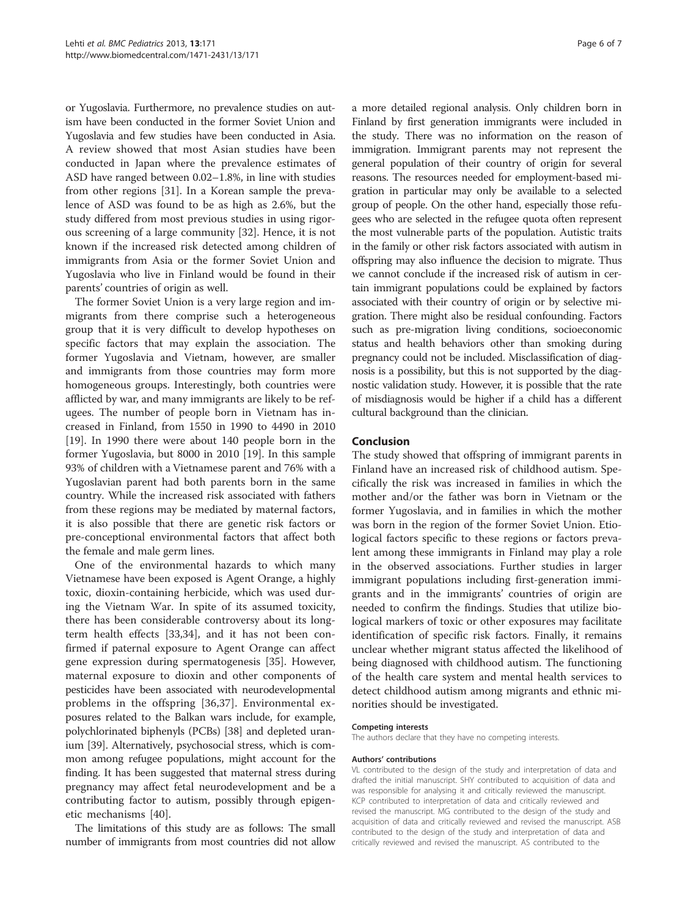or Yugoslavia. Furthermore, no prevalence studies on autism have been conducted in the former Soviet Union and Yugoslavia and few studies have been conducted in Asia. A review showed that most Asian studies have been conducted in Japan where the prevalence estimates of ASD have ranged between 0.02–1.8%, in line with studies from other regions [31]. In a Korean sample the prevalence of ASD was found to be as high as 2.6%, but the study differed from most previous studies in using rigorous screening of a large community [32]. Hence, it is not known if the increased risk detected among children of immigrants from Asia or the former Soviet Union and Yugoslavia who live in Finland would be found in their parents' countries of origin as well.

The former Soviet Union is a very large region and immigrants from there comprise such a heterogeneous group that it is very difficult to develop hypotheses on specific factors that may explain the association. The former Yugoslavia and Vietnam, however, are smaller and immigrants from those countries may form more homogeneous groups. Interestingly, both countries were afflicted by war, and many immigrants are likely to be refugees. The number of people born in Vietnam has increased in Finland, from 1550 in 1990 to 4490 in 2010 [19]. In 1990 there were about 140 people born in the former Yugoslavia, but 8000 in 2010 [19]. In this sample 93% of children with a Vietnamese parent and 76% with a Yugoslavian parent had both parents born in the same country. While the increased risk associated with fathers from these regions may be mediated by maternal factors, it is also possible that there are genetic risk factors or pre-conceptional environmental factors that affect both the female and male germ lines.

One of the environmental hazards to which many Vietnamese have been exposed is Agent Orange, a highly toxic, dioxin-containing herbicide, which was used during the Vietnam War. In spite of its assumed toxicity, there has been considerable controversy about its long-term health effects [33,34], and it has not been confirmed if paternal exposure to Agent Orange can affect gene expression during spermatogenesis [35]. However, maternal exposure to dioxin and other components of pesticides have been associated with neurodevelopmental problems in the offspring [36,37]. Environmental exposures related to the Balkan wars include, for example, polychlorinated biphenyls (PCBs) [38] and depleted uranium [39]. Alternatively, psychosocial stress, which is common among refugee populations, might account for the finding. It has been suggested that maternal stress during pregnancy may affect fetal neurodevelopment and be a contributing factor to autism, possibly through epigenetic mechanisms [40].

The limitations of this study are as follows: The small number of immigrants from most countries did not allow a more detailed regional analysis. Only children born in Finland by first generation immigrants were included in the study. There was no information on the reason of immigration. Immigrant parents may not represent the general population of their country of origin for several reasons. The resources needed for employment-based migration in particular may only be available to a selected group of people. On the other hand, especially those refugees who are selected in the refugee quota often represent the most vulnerable parts of the population. Autistic traits in the family or other risk factors associated with autism in offspring may also influence the decision to migrate. Thus we cannot conclude if the increased risk of autism in certain immigrant populations could be explained by factors associated with their country of origin or by selective migration. There might also be residual confounding. Factors such as pre-migration living conditions, socioeconomic status and health behaviors other than smoking during pregnancy could not be included. Misclassification of diagnosis is a possibility, but this is not supported by the diagnostic validation study. However, it is possible that the rate of misdiagnosis would be higher if a child has a different cultural background than the clinician.

## Conclusion

The study showed that offspring of immigrant parents in Finland have an increased risk of childhood autism. Specifically the risk was increased in families in which the mother and/or the father was born in Vietnam or the former Yugoslavia, and in families in which the mother was born in the region of the former Soviet Union. Etiological factors specific to these regions or factors prevalent among these immigrants in Finland may play a role in the observed associations. Further studies in larger immigrant populations including first-generation immigrants and in the immigrants' countries of origin are needed to confirm the findings. Studies that utilize biological markers of toxic or other exposures may facilitate identification of specific risk factors. Finally, it remains unclear whether migrant status affected the likelihood of being diagnosed with childhood autism. The functioning of the health care system and mental health services to detect childhood autism among migrants and ethnic minorities should be investigated.

#### Competing interests

The authors declare that they have no competing interests.

#### Authors' contributions

VL contributed to the design of the study and interpretation of data and drafted the initial manuscript. SHY contributed to acquisition of data and was responsible for analysing it and critically reviewed the manuscript. KCP contributed to interpretation of data and critically reviewed and revised the manuscript. MG contributed to the design of the study and acquisition of data and critically reviewed and revised the manuscript. ASB contributed to the design of the study and interpretation of data and critically reviewed and revised the manuscript. AS contributed to the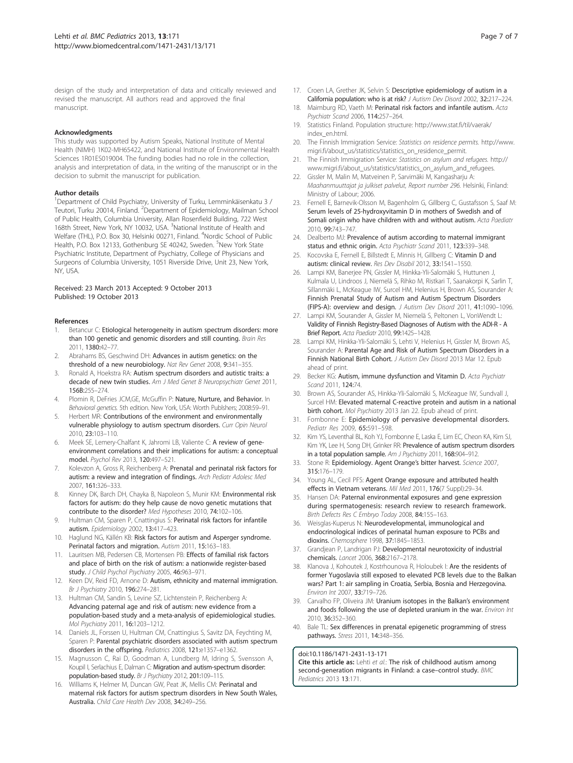design of the study and interpretation of data and critically reviewed and revised the manuscript. All authors read and approved the final manuscript.

### Acknowledgments

This study was supported by Autism Speaks, National Institute of Mental Health (NIMH) 1K02-MH65422, and National Institute of Environmental Health Sciences 1R01ES019004. The funding bodies had no role in the collection, analysis and interpretation of data, in the writing of the manuscript or in the decision to submit the manuscript for publication.

### Author details

[1]Department of Child Psychiatry, University of Turku, Lemminkäisenkatu 3 / Teutori, Turku 20014, Finland. [2]Department of Epidemiology, Mailman School of Public Health, Columbia University, Allan Rosenfield Building, 722 West 168th Street, New York, NY 10032, USA. [3]National Institute of Health and Welfare (THL), P.O. Box 30, Helsinki 00271, Finland. [4]Nordic School of Public Health, P.O. Box 12133, Gothenburg SE 40242, Sweden. [5]New York State Psychiatric Institute, Department of Psychiatry, College of Physicians and Surgeons of Columbia University, 1051 Riverside Drive, Unit 23, New York, NY, USA.

Received: 23 March 2013 Accepted: 9 October 2013
Published: 19 October 2013

### References

1. Betancur C: **Etiological heterogeneity in autism spectrum disorders: more than 100 genetic and genomic disorders and still counting.** *Brain Res* 2011, **1380**:42–77.
2. Abrahams BS, Geschwind DH: **Advances in autism genetics: on the threshold of a new neurobiology.** *Nat Rev Genet* 2008, **9**:341–355.
3. Ronald A, Hoekstra RA: **Autism spectrum disorders and autistic traits: a decade of new twin studies.** *Am J Med Genet B Neuropsychiatr Genet* 2011, **156B**:255–274.
4. Plomin R, DeFries JCM,GE, McGuffin P: **Nature, Nurture, and Behavior.** In *Behavioral genetics.* 5th edition. New York, USA: Worth Publshers; 2008:59–91.
5. Herbert MR: **Contributions of the environment and environmentally vulnerable physiology to autism spectrum disorders.** *Curr Opin Neurol* 2010, **23**:103–110.
6. Meek SE, Lemery-Chalfant K, Jahromi LB, Valiente C: **A review of gene-environment correlations and their implications for autism: a conceptual model.** *Psychol Rev* 2013, **120**:497–521.
7. Kolevzon A, Gross R, Reichenberg A: **Prenatal and perinatal risk factors for autism: a review and integration of findings.** *Arch Pediatr Adolesc Med* 2007, **161**:326–333.
8. Kinney DK, Barch DH, Chayka B, Napoleon S, Munir KM: **Environmental risk factors for autism: do they help cause de novo genetic mutations that contribute to the disorder?** *Med Hypotheses* 2010, **74**:102–106.
9. Hultman CM, Sparen P, Cnattingius S: **Perinatal risk factors for infantile autism.** *Epidemiology* 2002, **13**:417–423.
10. Haglund NG, Källén KB: **Risk factors for autism and Asperger syndrome. Perinatal factors and migration.** *Autism* 2011, **15**:163–183.
11. Lauritsen MB, Pedersen CB, Mortensen PB: **Effects of familial risk factors and place of birth on the risk of autism: a nationwide register-based study.** *J Child Psychol Psychiatry* 2005, **46**:963–971.
12. Keen DV, Reid FD, Arnone D: **Autism, ethnicity and maternal immigration.** *Br J Psychiatry* 2010, **196**:274–281.
13. Hultman CM, Sandin S, Levine SZ, Lichtenstein P, Reichenberg A: **Advancing paternal age and risk of autism: new evidence from a population-based study and a meta-analysis of epidemiological studies.** *Mol Psychiatry* 2011, **16**:1203–1212.
14. Daniels JL, Forssen U, Hultman CM, Cnattingius S, Savitz DA, Feychting M, Sparen P: **Parental psychiatric disorders associated with autism spectrum disorders in the offspring.** *Pediatrics* 2008, **121**:e1357–e1362.
15. Magnusson C, Rai D, Goodman A, Lundberg M, Idring S, Svensson A, Koupil I, Serlachius E, Dalman C: **Migration and autism-spectrum disorder: population-based study.** *Br J Psychiatry* 2012, **201**:109–115.
16. Williams K, Helmer M, Duncan GW, Peat JK, Mellis CM: **Perinatal and maternal risk factors for autism spectrum disorders in New South Wales, Australia.** *Child Care Health Dev* 2008, **34**:249–256.
17. Croen LA, Grether JK, Selvin S: **Descriptive epidemiology of autism in a California population: who is at risk?** *J Autism Dev Disord* 2002, **32**:217–224.
18. Maimburg RD, Vaeth M: **Perinatal risk factors and infantile autism.** *Acta Psychiatr Scand* 2006, **114**:257–264.
19. Statistics Finland. Population structure: http://www.stat.fi/til/vaerak/index_en.html.
20. The Finnish Immigration Service: *Statistics on residence permits.* http://www.migri.fi/about_us/statistics/statistics_on_residence_permit.
21. The Finnish Immigration Service: *Statistics on asylum and refugees.* http://www.migri.fi/about_us/statistics/statistics_on_asylum_and_refugees.
22. Gissler M, Malin M, Matveinen P, Sarvimäki M, Kangasharju A: *Maahanmuuttajat ja julkiset palvelut, Report number 296.* Helsinki, Finland: Ministry of Labour; 2006.
23. Fernell E, Barnevik-Olsson M, Bagenholm G, Gillberg C, Gustafsson S, Saaf M: **Serum levels of 25-hydroxyvitamin D in mothers of Swedish and of Somali origin who have children with and without autism.** *Acta Paediatr* 2010, **99**:743–747.
24. Dealberto MJ: **Prevalence of autism according to maternal immigrant status and ethnic origin.** *Acta Psychiatr Scand* 2011, **123**:339–348.
25. Kocovska E, Fernell E, Billstedt E, Minnis H, Gillberg C: **Vitamin D and autism: clinical review.** *Res Dev Disabil* 2012, **33**:1541–1550.
26. Lampi KM, Banerjee PN, Gissler M, Hinkka-Yli-Salomäki S, Huttunen J, Kulmala U, Lindroos J, Niemelä S, Rihko M, Ristkari T, Saanakorpi K, Sarlin T, Sillanmäki L, McKeague IW, Surcel HM, Helenius H, Brown AS, Sourander A: **Finnish Prenatal Study of Autism and Autism Spectrum Disorders (FIPS-A): overview and design.** *J Autism Dev Disord* 2011, **41**:1090–1096.
27. Lampi KM, Sourander A, Gissler M, Niemelä S, Peltonen L, VonWendt L: **Validity of Finnish Registry-Based Diagnoses of Autism with the ADI-R - A Brief Report.** *Acta Paediatr* 2010, **99**:1425–1428.
28. Lampi KM, Hinkka-Yli-Salomäki S, Lehti V, Helenius H, Gissler M, Brown AS, Sourander A: **Parental Age and Risk of Autism Spectrum Disorders in a Finnish National Birth Cohort.** *J Autism Dev Disord* 2013 Mar 12. Epub ahead of print.
29. Becker KG: **Autism, immune dysfunction and Vitamin D.** *Acta Psychiatr Scand* 2011, **124**:74.
30. Brown AS, Sourander AS, Hinkka-Yli-Salomäki S, McKeague IW, Sundvall J, Surcel HM: **Elevated maternal C-reactive protein and autism in a national birth cohort.** *Mol Psychiatry* 2013 Jan 22. Epub ahead of print.
31. Fombonne E: **Epidemiology of pervasive developmental disorders.** *Pediatr Res* 2009, **65**:591–598.
32. Kim YS, Leventhal BL, Koh YJ, Fombonne E, Laska E, Lim EC, Cheon KA, Kim SJ, Kim YK, Lee H, Song DH, Grinker RR: **Prevalence of autism spectrum disorders in a total population sample.** *Am J Psychiatry* 2011, **168**:904–912.
33. Stone R: **Epidemiology. Agent Orange's bitter harvest.** *Science* 2007, **315**:176–179.
34. Young AL, Cecil PFS: **Agent Orange exposure and attributed health effects in Vietnam veterans.** *Mil Med* 2011, **176**(7 Suppl):29–34.
35. Hansen DA: **Paternal environmental exposures and gene expression during spermatogenesis: research review to research framework.** *Birth Defects Res C Embryo Today* 2008, **84**:155–163.
36. Weisglas-Kuperus N: **Neurodevelopmental, immunological and endocrinological indices of perinatal human exposure to PCBs and dioxins.** *Chemosphere* 1998, **37**:1845–1853.
37. Grandjean P, Landrigan PJ: **Developmental neurotoxicity of industrial chemicals.** *Lancet* 2006, **368**:2167–2178.
38. Klanova J, Kohoutek J, Kostrhounova R, Holoubek I: **Are the residents of former Yugoslavia still exposed to elevated PCB levels due to the Balkan wars? Part 1: air sampling in Croatia, Serbia, Bosnia and Herzegovina.** *Environ Int* 2007, **33**:719–726.
39. Carvalho FP, Oliveira JM: **Uranium isotopes in the Balkan's environment and foods following the use of depleted uranium in the war.** *Environ Int* 2010, **36**:352–360.
40. Bale TL: **Sex differences in prenatal epigenetic programming of stress pathways.** *Stress* 2011, **14**:348–356.

doi:10.1186/1471-2431-13-171

**Cite this article as:** Lehti *et al.*: The risk of childhood autism among second-generation migrants in Finland: a case–control study. *BMC Pediatrics* 2013 13:171.